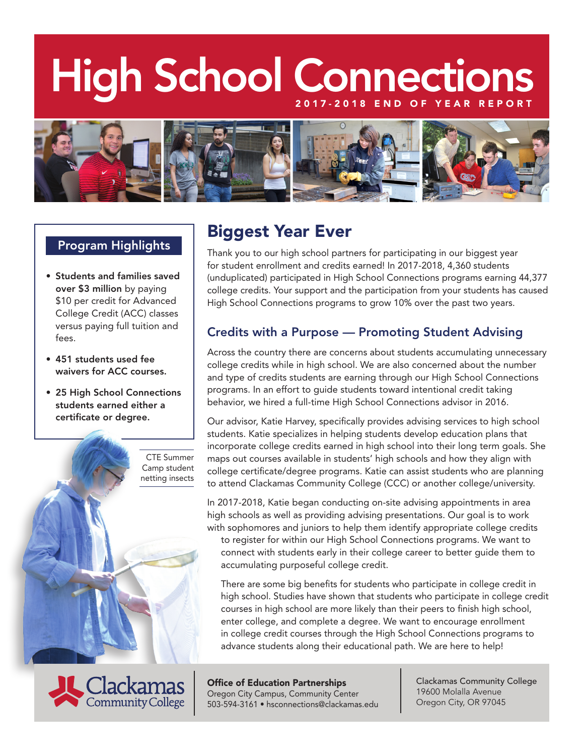# High School Connections

2017-2018 END OF YEAR REPORT

## Program Highlights

- **Students and families saved over $3 million** by paying $10 per credit for Advanced College Credit (ACC) classes versus paying full tuition and fees.
- **451 students used fee waivers for ACC courses.**
- **25 High School Connections students earned either a certificate or degree.**

CTE Summer Camp student netting insects

## Biggest Year Ever

Thank you to our high school partners for participating in our biggest year for student enrollment and credits earned! In 2017-2018, 4,360 students (unduplicated) participated in High School Connections programs earning 44,377 college credits. Your support and the participation from your students has caused High School Connections programs to grow 10% over the past two years.

### Credits with a Purpose — Promoting Student Advising

Across the country there are concerns about students accumulating unnecessary college credits while in high school. We are also concerned about the number and type of credits students are earning through our High School Connections programs. In an effort to guide students toward intentional credit taking behavior, we hired a full-time High School Connections advisor in 2016.

Our advisor, Katie Harvey, specifically provides advising services to high school students. Katie specializes in helping students develop education plans that incorporate college credits earned in high school into their long term goals. She maps out courses available in students' high schools and how they align with college certificate/degree programs. Katie can assist students who are planning to attend Clackamas Community College (CCC) or another college/university.

In 2017-2018, Katie began conducting on-site advising appointments in area high schools as well as providing advising presentations. Our goal is to work with sophomores and juniors to help them identify appropriate college credits to register for within our High School Connections programs. We want to connect with students early in their college career to better guide them to accumulating purposeful college credit.

There are some big benefits for students who participate in college credit in high school. Studies have shown that students who participate in college credit courses in high school are more likely than their peers to finish high school, enter college, and complete a degree. We want to encourage enrollment in college credit courses through the High School Connections programs to advance students along their educational path. We are here to help!

Clackamas Community College

**Office of Education Partnerships**
Oregon City Campus, Community Center
503-594-3161 • hsconnections@clackamas.edu

Clackamas Community College
19600 Molalla Avenue
Oregon City, OR 97045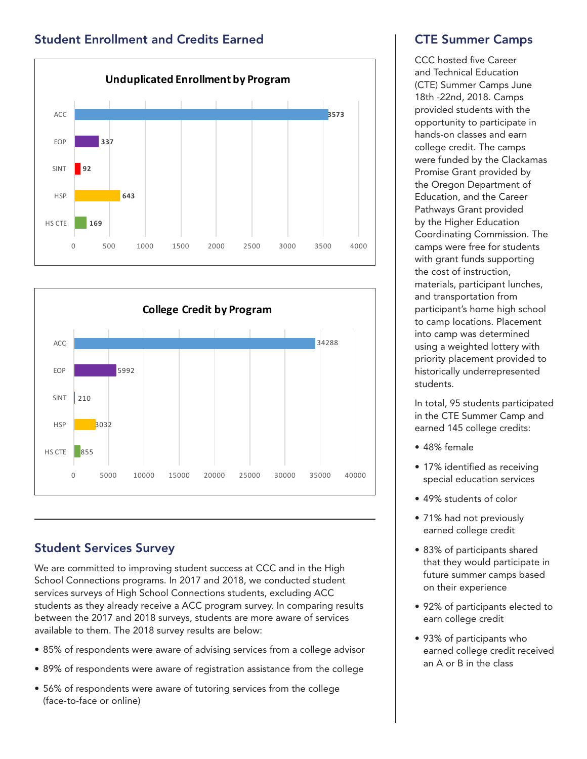## Student Enrollment and Credits Earned

**Unduplicated Enrollment by Program**

ACC 3573
EOP 337
SINT 92
HSP 643
HS CTE 169

0 500 1000 1500 2000 2500 3000 3500 4000

**College Credit by Program**

ACC 34288
EOP 5992
SINT 210
HSP 3032
HS CTE 855

0 5000 10000 15000 20000 25000 30000 35000 40000

## Student Services Survey

We are committed to improving student success at CCC and in the High School Connections programs. In 2017 and 2018, we conducted student services surveys of High School Connections students, excluding ACC students as they already receive a ACC program survey. In comparing results between the 2017 and 2018 surveys, students are more aware of services available to them. The 2018 survey results are below:

- 85% of respondents were aware of advising services from a college advisor
- 89% of respondents were aware of registration assistance from the college
- 56% of respondents were aware of tutoring services from the college (face-to-face or online)

## CTE Summer Camps

CCC hosted five Career and Technical Education (CTE) Summer Camps June 18th -22nd, 2018. Camps provided students with the opportunity to participate in hands-on classes and earn college credit. The camps were funded by the Clackamas Promise Grant provided by the Oregon Department of Education, and the Career Pathways Grant provided by the Higher Education Coordinating Commission. The camps were free for students with grant funds supporting the cost of instruction, materials, participant lunches, and transportation from participant's home high school to camp locations. Placement into camp was determined using a weighted lottery with priority placement provided to historically underrepresented students.

In total, 95 students participated in the CTE Summer Camp and earned 145 college credits:

- 48% female
- 17% identified as receiving special education services
- 49% students of color
- 71% had not previously earned college credit
- 83% of participants shared that they would participate in future summer camps based on their experience
- 92% of participants elected to earn college credit
- 93% of participants who earned college credit received an A or B in the class